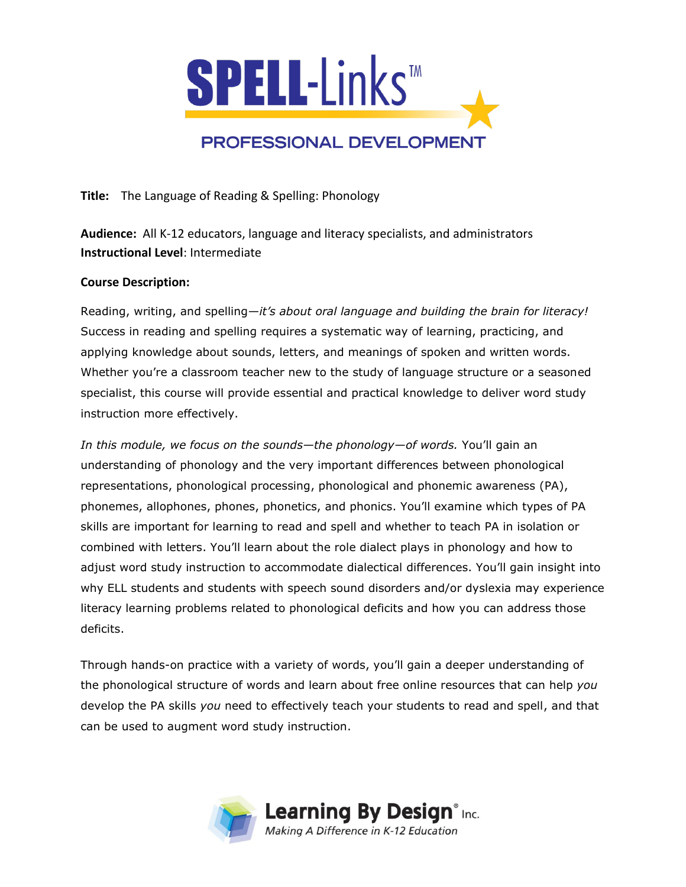# SPELL-Links™

## PROFESSIONAL DEVELOPMENT

**Title:** The Language of Reading & Spelling: Phonology

**Audience:** All K-12 educators, language and literacy specialists, and administrators
**Instructional Level**: Intermediate

**Course Description:**

Reading, writing, and spelling—*it's about oral language and building the brain for literacy!* Success in reading and spelling requires a systematic way of learning, practicing, and applying knowledge about sounds, letters, and meanings of spoken and written words. Whether you're a classroom teacher new to the study of language structure or a seasoned specialist, this course will provide essential and practical knowledge to deliver word study instruction more effectively.

*In this module, we focus on the sounds—the phonology—of words.* You'll gain an understanding of phonology and the very important differences between phonological representations, phonological processing, phonological and phonemic awareness (PA), phonemes, allophones, phones, phonetics, and phonics. You'll examine which types of PA skills are important for learning to read and spell and whether to teach PA in isolation or combined with letters. You'll learn about the role dialect plays in phonology and how to adjust word study instruction to accommodate dialectical differences. You'll gain insight into why ELL students and students with speech sound disorders and/or dyslexia may experience literacy learning problems related to phonological deficits and how you can address those deficits.

Through hands-on practice with a variety of words, you'll gain a deeper understanding of the phonological structure of words and learn about free online resources that can help *you* develop the PA skills *you* need to effectively teach your students to read and spell, and that can be used to augment word study instruction.

Learning By Design® Inc.
*Making A Difference in K-12 Education*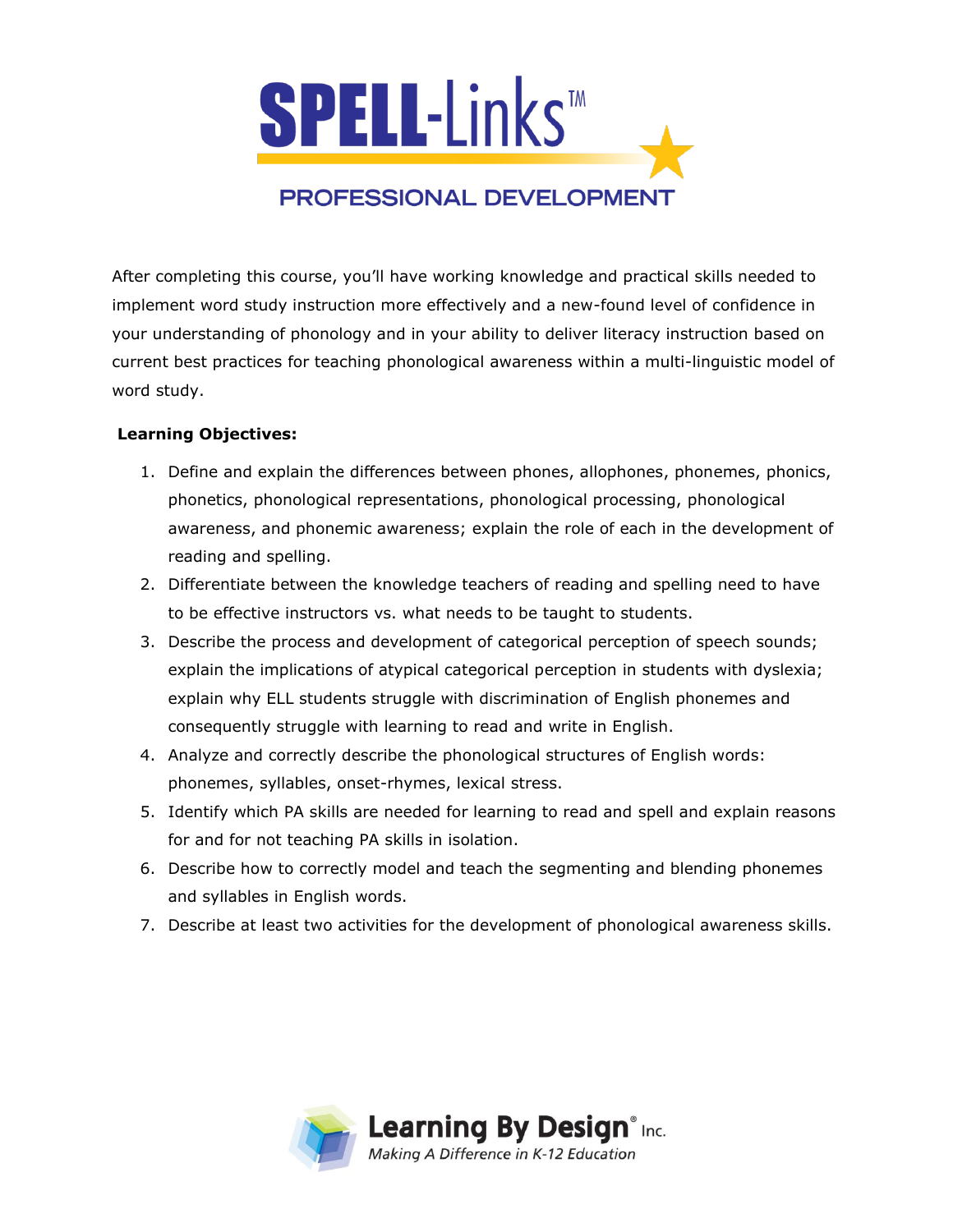# SPELL-Links™

## PROFESSIONAL DEVELOPMENT

After completing this course, you'll have working knowledge and practical skills needed to implement word study instruction more effectively and a new-found level of confidence in your understanding of phonology and in your ability to deliver literacy instruction based on current best practices for teaching phonological awareness within a multi-linguistic model of word study.

**Learning Objectives:**

1. Define and explain the differences between phones, allophones, phonemes, phonics, phonetics, phonological representations, phonological processing, phonological awareness, and phonemic awareness; explain the role of each in the development of reading and spelling.
2. Differentiate between the knowledge teachers of reading and spelling need to have to be effective instructors vs. what needs to be taught to students.
3. Describe the process and development of categorical perception of speech sounds; explain the implications of atypical categorical perception in students with dyslexia; explain why ELL students struggle with discrimination of English phonemes and consequently struggle with learning to read and write in English.
4. Analyze and correctly describe the phonological structures of English words: phonemes, syllables, onset-rhymes, lexical stress.
5. Identify which PA skills are needed for learning to read and spell and explain reasons for and for not teaching PA skills in isolation.
6. Describe how to correctly model and teach the segmenting and blending phonemes and syllables in English words.
7. Describe at least two activities for the development of phonological awareness skills.

Learning By Design® Inc.
*Making A Difference in K-12 Education*